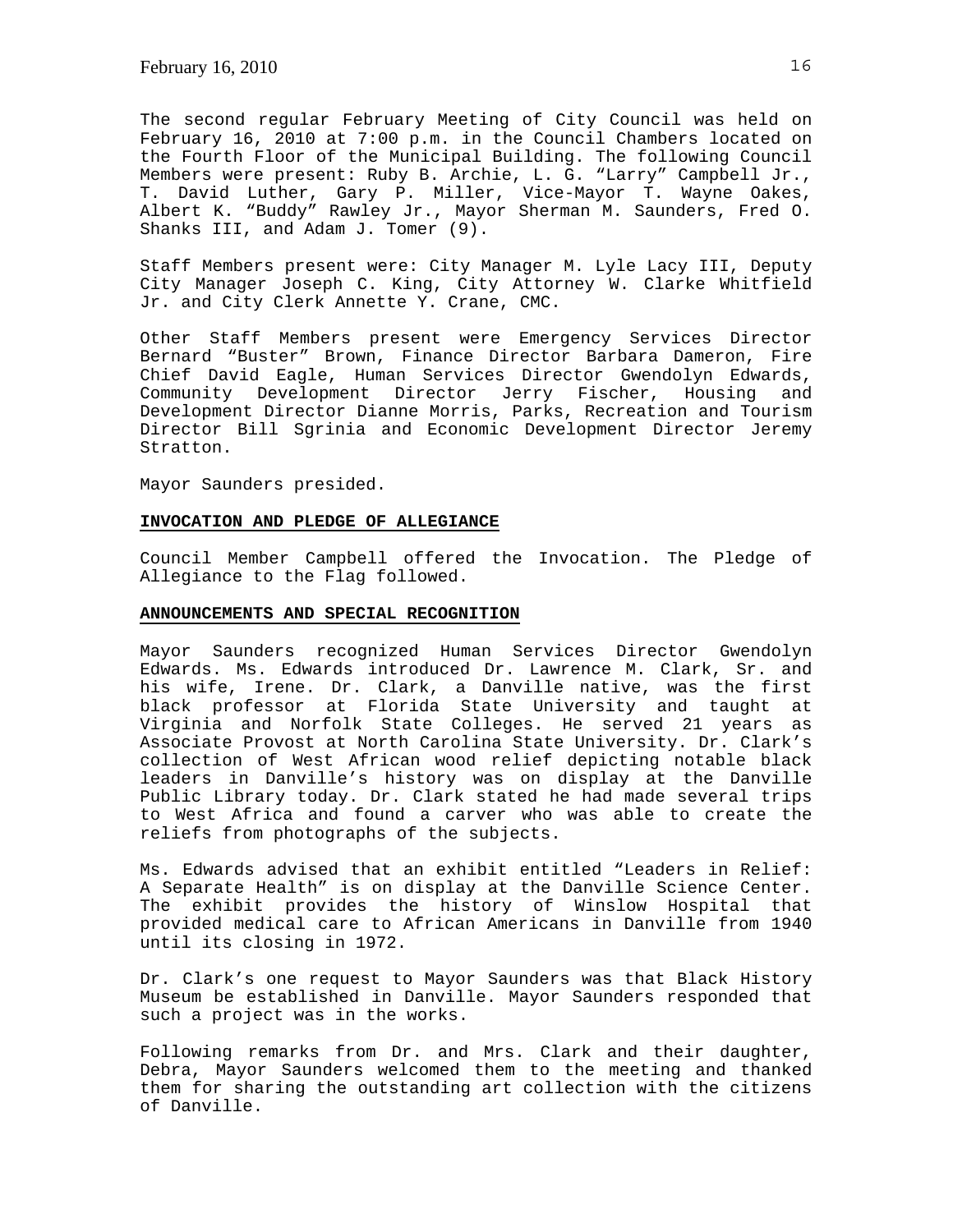The second regular February Meeting of City Council was held on February 16, 2010 at 7:00 p.m. in the Council Chambers located on the Fourth Floor of the Municipal Building. The following Council Members were present: Ruby B. Archie, L. G. "Larry" Campbell Jr., T. David Luther, Gary P. Miller, Vice-Mayor T. Wayne Oakes, Albert K. "Buddy" Rawley Jr., Mayor Sherman M. Saunders, Fred O. Shanks III, and Adam J. Tomer (9).

Staff Members present were: City Manager M. Lyle Lacy III, Deputy City Manager Joseph C. King, City Attorney W. Clarke Whitfield Jr. and City Clerk Annette Y. Crane, CMC.

Other Staff Members present were Emergency Services Director Bernard "Buster" Brown, Finance Director Barbara Dameron, Fire Chief David Eagle, Human Services Director Gwendolyn Edwards, Community Development Director Jerry Fischer, Housing and Development Director Dianne Morris, Parks, Recreation and Tourism Director Bill Sgrinia and Economic Development Director Jeremy Stratton.

Mayor Saunders presided.

**INVOCATION AND PLEDGE OF ALLEGIANCE**

Council Member Campbell offered the Invocation. The Pledge of Allegiance to the Flag followed.

**ANNOUNCEMENTS AND SPECIAL RECOGNITION**

Mayor Saunders recognized Human Services Director Gwendolyn Edwards. Ms. Edwards introduced Dr. Lawrence M. Clark, Sr. and his wife, Irene. Dr. Clark, a Danville native, was the first black professor at Florida State University and taught at Virginia and Norfolk State Colleges. He served 21 years as Associate Provost at North Carolina State University. Dr. Clark's collection of West African wood relief depicting notable black leaders in Danville's history was on display at the Danville Public Library today. Dr. Clark stated he had made several trips to West Africa and found a carver who was able to create the reliefs from photographs of the subjects.

Ms. Edwards advised that an exhibit entitled "Leaders in Relief: A Separate Health" is on display at the Danville Science Center. The exhibit provides the history of Winslow Hospital that provided medical care to African Americans in Danville from 1940 until its closing in 1972.

Dr. Clark's one request to Mayor Saunders was that Black History Museum be established in Danville. Mayor Saunders responded that such a project was in the works.

Following remarks from Dr. and Mrs. Clark and their daughter, Debra, Mayor Saunders welcomed them to the meeting and thanked them for sharing the outstanding art collection with the citizens of Danville.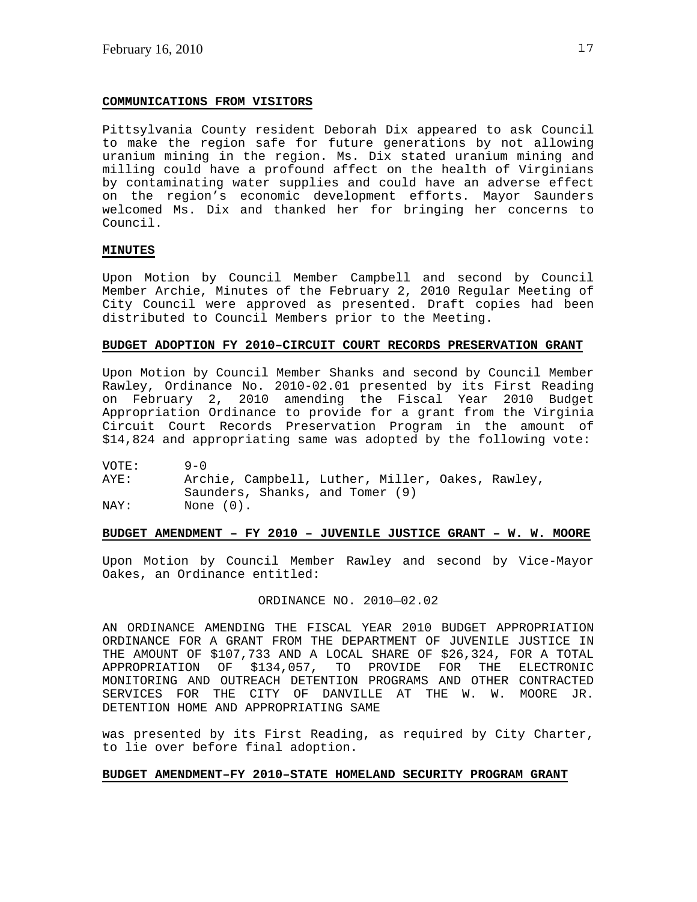**COMMUNICATIONS FROM VISITORS**

Pittsylvania County resident Deborah Dix appeared to ask Council to make the region safe for future generations by not allowing uranium mining in the region. Ms. Dix stated uranium mining and milling could have a profound affect on the health of Virginians by contaminating water supplies and could have an adverse effect on the region's economic development efforts. Mayor Saunders welcomed Ms. Dix and thanked her for bringing her concerns to Council.

**MINUTES**

Upon Motion by Council Member Campbell and second by Council Member Archie, Minutes of the February 2, 2010 Regular Meeting of City Council were approved as presented. Draft copies had been distributed to Council Members prior to the Meeting.

**BUDGET ADOPTION FY 2010–CIRCUIT COURT RECORDS PRESERVATION GRANT**

Upon Motion by Council Member Shanks and second by Council Member Rawley, Ordinance No. 2010-02.01 presented by its First Reading on February 2, 2010 amending the Fiscal Year 2010 Budget Appropriation Ordinance to provide for a grant from the Virginia Circuit Court Records Preservation Program in the amount of $14,824 and appropriating same was adopted by the following vote:

VOTE: 9-0
AYE: Archie, Campbell, Luther, Miller, Oakes, Rawley, Saunders, Shanks, and Tomer (9)
NAY: None (0).

**BUDGET AMENDMENT – FY 2010 – JUVENILE JUSTICE GRANT – W. W. MOORE**

Upon Motion by Council Member Rawley and second by Vice-Mayor Oakes, an Ordinance entitled:

ORDINANCE NO. 2010—02.02

AN ORDINANCE AMENDING THE FISCAL YEAR 2010 BUDGET APPROPRIATION ORDINANCE FOR A GRANT FROM THE DEPARTMENT OF JUVENILE JUSTICE IN THE AMOUNT OF $107,733 AND A LOCAL SHARE OF $26,324, FOR A TOTAL APPROPRIATION OF $134,057, TO PROVIDE FOR THE ELECTRONIC MONITORING AND OUTREACH DETENTION PROGRAMS AND OTHER CONTRACTED SERVICES FOR THE CITY OF DANVILLE AT THE W. W. MOORE JR. DETENTION HOME AND APPROPRIATING SAME

was presented by its First Reading, as required by City Charter, to lie over before final adoption.

**BUDGET AMENDMENT–FY 2010–STATE HOMELAND SECURITY PROGRAM GRANT**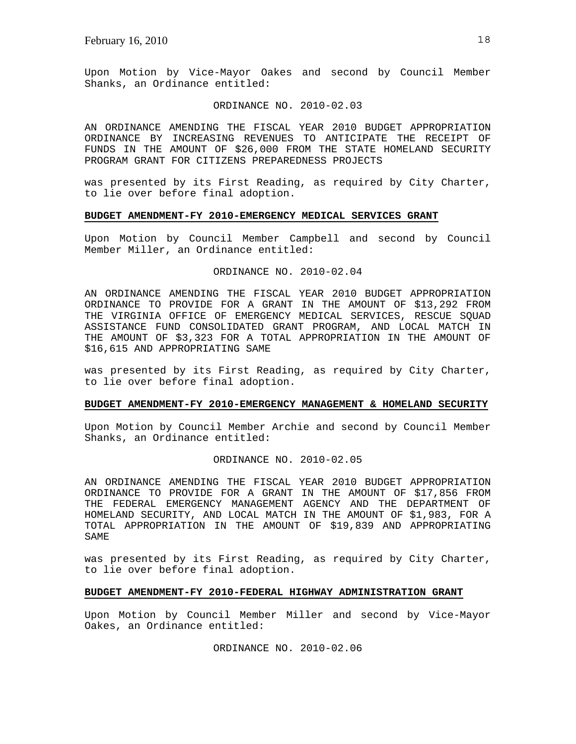Upon Motion by Vice-Mayor Oakes and second by Council Member Shanks, an Ordinance entitled:

ORDINANCE NO. 2010-02.03

AN ORDINANCE AMENDING THE FISCAL YEAR 2010 BUDGET APPROPRIATION ORDINANCE BY INCREASING REVENUES TO ANTICIPATE THE RECEIPT OF FUNDS IN THE AMOUNT OF $26,000 FROM THE STATE HOMELAND SECURITY PROGRAM GRANT FOR CITIZENS PREPAREDNESS PROJECTS

was presented by its First Reading, as required by City Charter, to lie over before final adoption.

**BUDGET AMENDMENT-FY 2010-EMERGENCY MEDICAL SERVICES GRANT**

Upon Motion by Council Member Campbell and second by Council Member Miller, an Ordinance entitled:

ORDINANCE NO. 2010-02.04

AN ORDINANCE AMENDING THE FISCAL YEAR 2010 BUDGET APPROPRIATION ORDINANCE TO PROVIDE FOR A GRANT IN THE AMOUNT OF $13,292 FROM THE VIRGINIA OFFICE OF EMERGENCY MEDICAL SERVICES, RESCUE SQUAD ASSISTANCE FUND CONSOLIDATED GRANT PROGRAM, AND LOCAL MATCH IN THE AMOUNT OF $3,323 FOR A TOTAL APPROPRIATION IN THE AMOUNT OF $16,615 AND APPROPRIATING SAME

was presented by its First Reading, as required by City Charter, to lie over before final adoption.

**BUDGET AMENDMENT-FY 2010-EMERGENCY MANAGEMENT & HOMELAND SECURITY**

Upon Motion by Council Member Archie and second by Council Member Shanks, an Ordinance entitled:

ORDINANCE NO. 2010-02.05

AN ORDINANCE AMENDING THE FISCAL YEAR 2010 BUDGET APPROPRIATION ORDINANCE TO PROVIDE FOR A GRANT IN THE AMOUNT OF $17,856 FROM THE FEDERAL EMERGENCY MANAGEMENT AGENCY AND THE DEPARTMENT OF HOMELAND SECURITY, AND LOCAL MATCH IN THE AMOUNT OF $1,983, FOR A TOTAL APPROPRIATION IN THE AMOUNT OF $19,839 AND APPROPRIATING SAME

was presented by its First Reading, as required by City Charter, to lie over before final adoption.

**BUDGET AMENDMENT-FY 2010-FEDERAL HIGHWAY ADMINISTRATION GRANT**

Upon Motion by Council Member Miller and second by Vice-Mayor Oakes, an Ordinance entitled:

ORDINANCE NO. 2010-02.06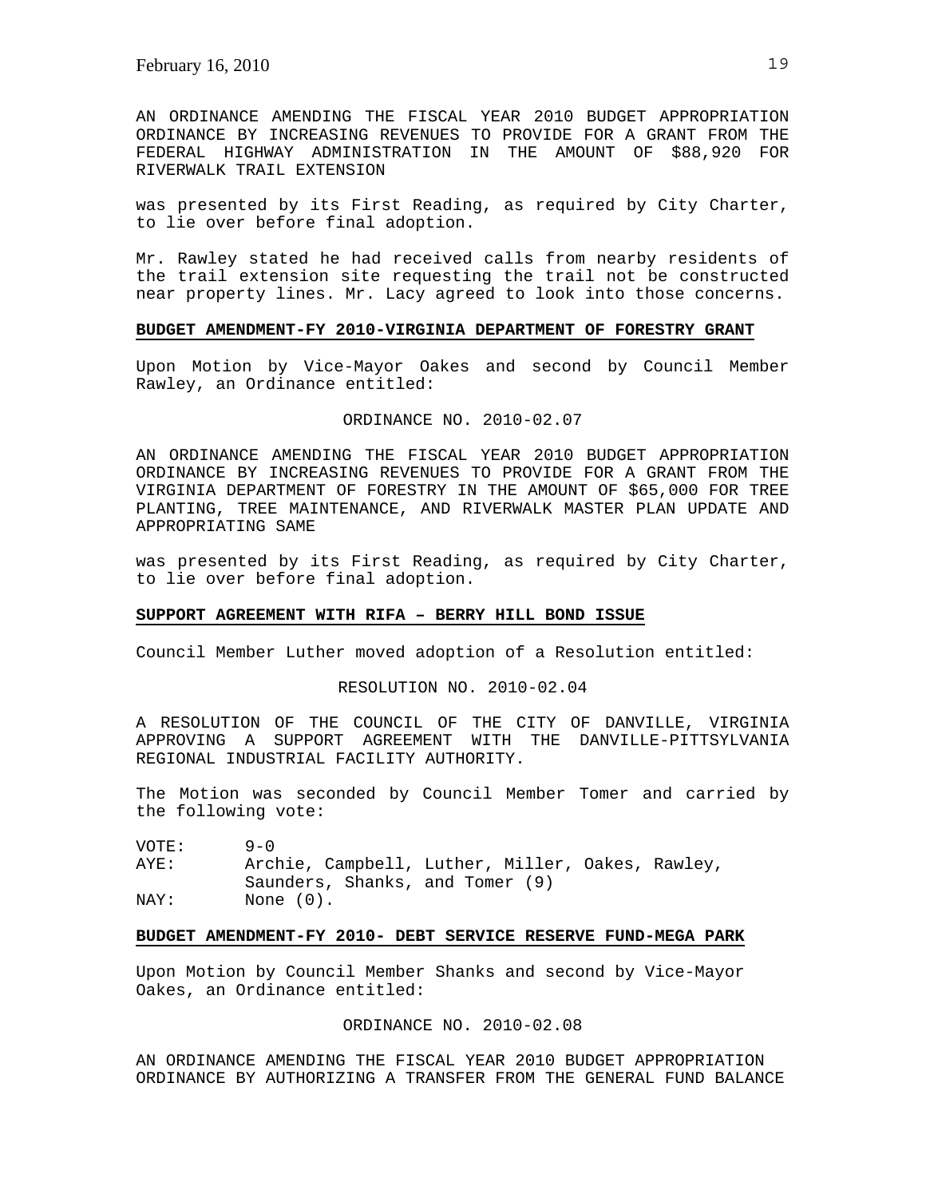AN ORDINANCE AMENDING THE FISCAL YEAR 2010 BUDGET APPROPRIATION ORDINANCE BY INCREASING REVENUES TO PROVIDE FOR A GRANT FROM THE FEDERAL HIGHWAY ADMINISTRATION IN THE AMOUNT OF $88,920 FOR RIVERWALK TRAIL EXTENSION

was presented by its First Reading, as required by City Charter, to lie over before final adoption.

Mr. Rawley stated he had received calls from nearby residents of the trail extension site requesting the trail not be constructed near property lines. Mr. Lacy agreed to look into those concerns.

**BUDGET AMENDMENT-FY 2010-VIRGINIA DEPARTMENT OF FORESTRY GRANT**

Upon Motion by Vice-Mayor Oakes and second by Council Member Rawley, an Ordinance entitled:

ORDINANCE NO. 2010-02.07

AN ORDINANCE AMENDING THE FISCAL YEAR 2010 BUDGET APPROPRIATION ORDINANCE BY INCREASING REVENUES TO PROVIDE FOR A GRANT FROM THE VIRGINIA DEPARTMENT OF FORESTRY IN THE AMOUNT OF $65,000 FOR TREE PLANTING, TREE MAINTENANCE, AND RIVERWALK MASTER PLAN UPDATE AND APPROPRIATING SAME

was presented by its First Reading, as required by City Charter, to lie over before final adoption.

**SUPPORT AGREEMENT WITH RIFA – BERRY HILL BOND ISSUE**

Council Member Luther moved adoption of a Resolution entitled:

RESOLUTION NO. 2010-02.04

A RESOLUTION OF THE COUNCIL OF THE CITY OF DANVILLE, VIRGINIA APPROVING A SUPPORT AGREEMENT WITH THE DANVILLE-PITTSYLVANIA REGIONAL INDUSTRIAL FACILITY AUTHORITY.

The Motion was seconded by Council Member Tomer and carried by the following vote:

VOTE: 9-0
AYE: Archie, Campbell, Luther, Miller, Oakes, Rawley, Saunders, Shanks, and Tomer (9)
NAY: None (0).

**BUDGET AMENDMENT-FY 2010- DEBT SERVICE RESERVE FUND-MEGA PARK**

Upon Motion by Council Member Shanks and second by Vice-Mayor Oakes, an Ordinance entitled:

ORDINANCE NO. 2010-02.08

AN ORDINANCE AMENDING THE FISCAL YEAR 2010 BUDGET APPROPRIATION ORDINANCE BY AUTHORIZING A TRANSFER FROM THE GENERAL FUND BALANCE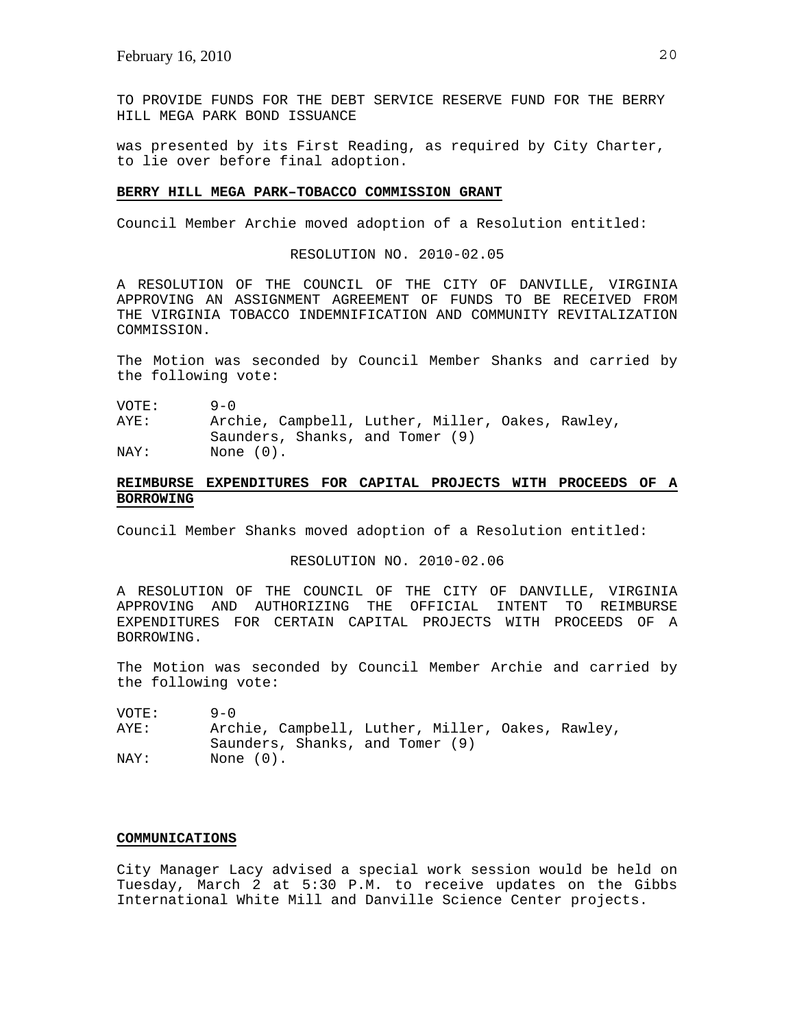TO PROVIDE FUNDS FOR THE DEBT SERVICE RESERVE FUND FOR THE BERRY HILL MEGA PARK BOND ISSUANCE

was presented by its First Reading, as required by City Charter, to lie over before final adoption.

**BERRY HILL MEGA PARK–TOBACCO COMMISSION GRANT**

Council Member Archie moved adoption of a Resolution entitled:

RESOLUTION NO. 2010-02.05

A RESOLUTION OF THE COUNCIL OF THE CITY OF DANVILLE, VIRGINIA APPROVING AN ASSIGNMENT AGREEMENT OF FUNDS TO BE RECEIVED FROM THE VIRGINIA TOBACCO INDEMNIFICATION AND COMMUNITY REVITALIZATION COMMISSION.

The Motion was seconded by Council Member Shanks and carried by the following vote:

VOTE: 9-0
AYE: Archie, Campbell, Luther, Miller, Oakes, Rawley, Saunders, Shanks, and Tomer (9)
NAY: None (0).

**REIMBURSE EXPENDITURES FOR CAPITAL PROJECTS WITH PROCEEDS OF A BORROWING**

Council Member Shanks moved adoption of a Resolution entitled:

RESOLUTION NO. 2010-02.06

A RESOLUTION OF THE COUNCIL OF THE CITY OF DANVILLE, VIRGINIA APPROVING AND AUTHORIZING THE OFFICIAL INTENT TO REIMBURSE EXPENDITURES FOR CERTAIN CAPITAL PROJECTS WITH PROCEEDS OF A BORROWING.

The Motion was seconded by Council Member Archie and carried by the following vote:

VOTE: 9-0
AYE: Archie, Campbell, Luther, Miller, Oakes, Rawley, Saunders, Shanks, and Tomer (9)
NAY: None (0).

**COMMUNICATIONS**

City Manager Lacy advised a special work session would be held on Tuesday, March 2 at 5:30 P.M. to receive updates on the Gibbs International White Mill and Danville Science Center projects.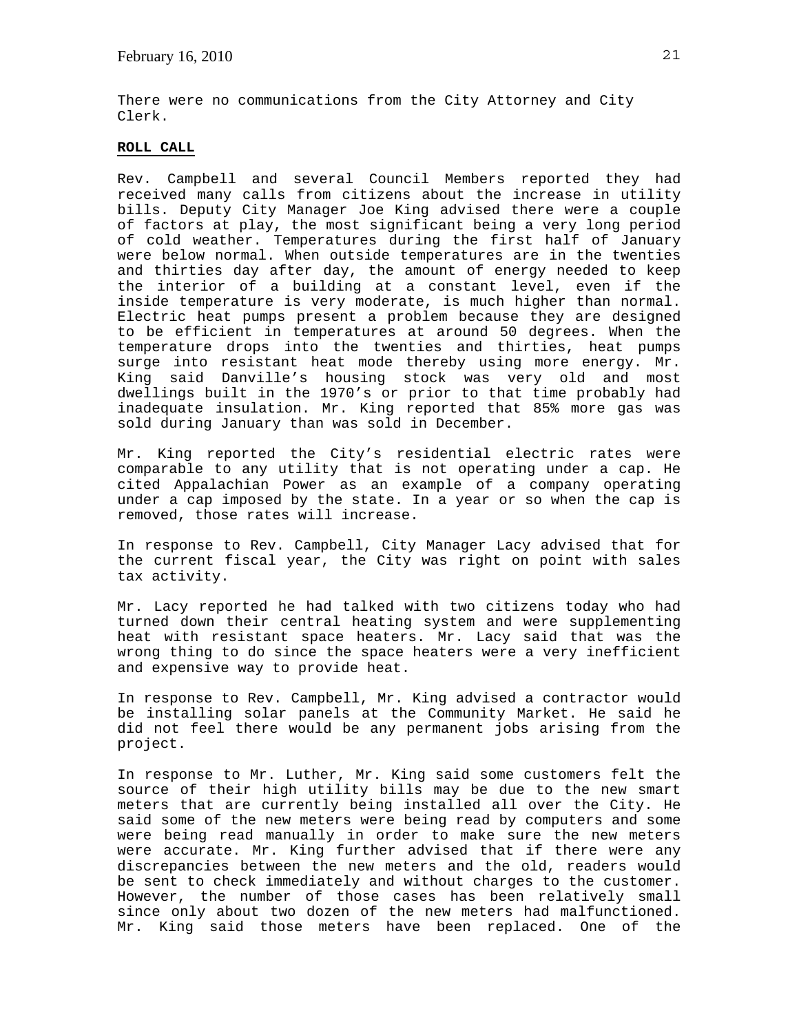There were no communications from the City Attorney and City Clerk.

**ROLL CALL**

Rev. Campbell and several Council Members reported they had received many calls from citizens about the increase in utility bills. Deputy City Manager Joe King advised there were a couple of factors at play, the most significant being a very long period of cold weather. Temperatures during the first half of January were below normal. When outside temperatures are in the twenties and thirties day after day, the amount of energy needed to keep the interior of a building at a constant level, even if the inside temperature is very moderate, is much higher than normal. Electric heat pumps present a problem because they are designed to be efficient in temperatures at around 50 degrees. When the temperature drops into the twenties and thirties, heat pumps surge into resistant heat mode thereby using more energy. Mr. King said Danville's housing stock was very old and most dwellings built in the 1970's or prior to that time probably had inadequate insulation. Mr. King reported that 85% more gas was sold during January than was sold in December.

Mr. King reported the City's residential electric rates were comparable to any utility that is not operating under a cap. He cited Appalachian Power as an example of a company operating under a cap imposed by the state. In a year or so when the cap is removed, those rates will increase.

In response to Rev. Campbell, City Manager Lacy advised that for the current fiscal year, the City was right on point with sales tax activity.

Mr. Lacy reported he had talked with two citizens today who had turned down their central heating system and were supplementing heat with resistant space heaters. Mr. Lacy said that was the wrong thing to do since the space heaters were a very inefficient and expensive way to provide heat.

In response to Rev. Campbell, Mr. King advised a contractor would be installing solar panels at the Community Market. He said he did not feel there would be any permanent jobs arising from the project.

In response to Mr. Luther, Mr. King said some customers felt the source of their high utility bills may be due to the new smart meters that are currently being installed all over the City. He said some of the new meters were being read by computers and some were being read manually in order to make sure the new meters were accurate. Mr. King further advised that if there were any discrepancies between the new meters and the old, readers would be sent to check immediately and without charges to the customer. However, the number of those cases has been relatively small since only about two dozen of the new meters had malfunctioned. Mr. King said those meters have been replaced. One of the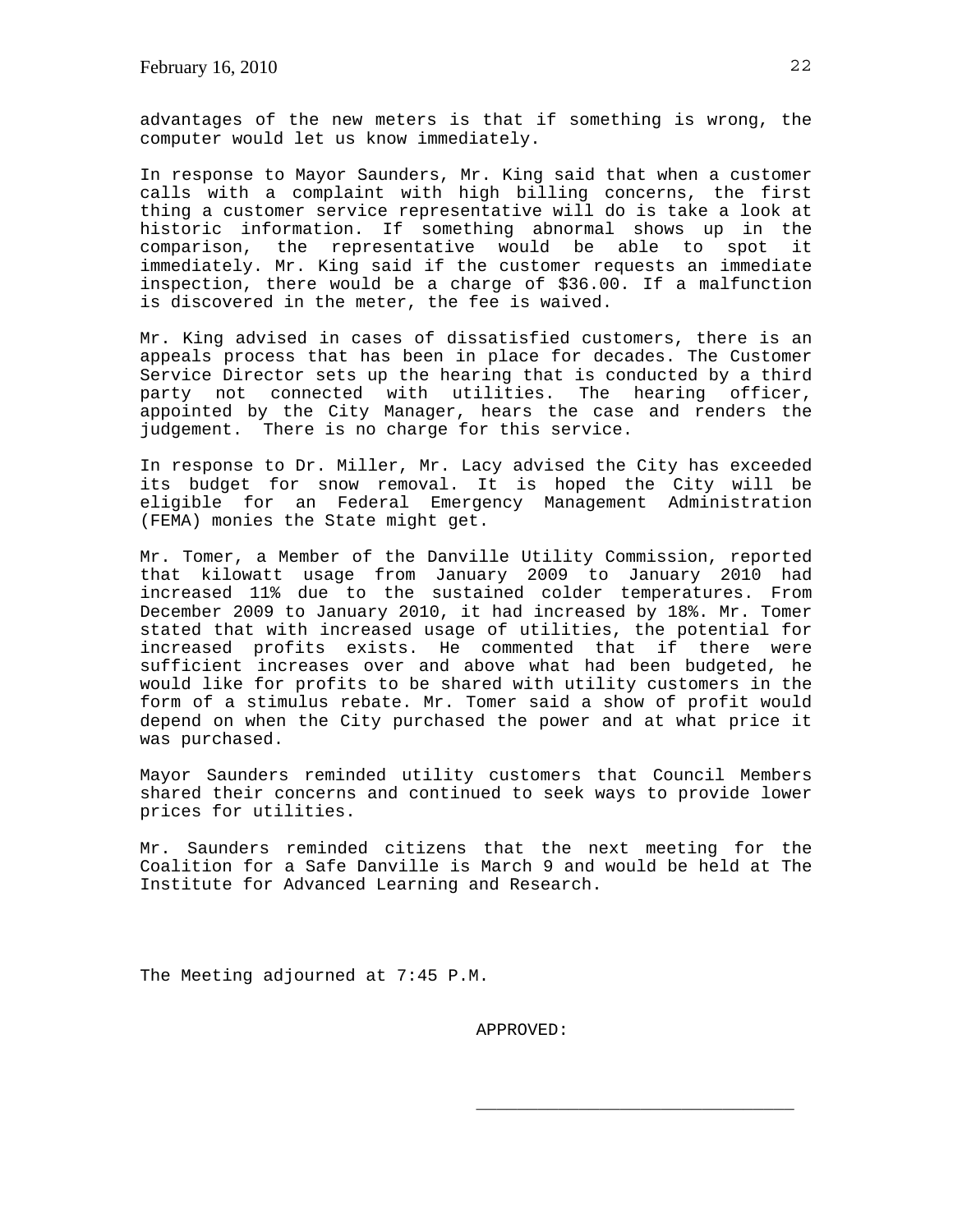advantages of the new meters is that if something is wrong, the computer would let us know immediately.

In response to Mayor Saunders, Mr. King said that when a customer calls with a complaint with high billing concerns, the first thing a customer service representative will do is take a look at historic information. If something abnormal shows up in the comparison, the representative would be able to spot it immediately. Mr. King said if the customer requests an immediate inspection, there would be a charge of $36.00. If a malfunction is discovered in the meter, the fee is waived.

Mr. King advised in cases of dissatisfied customers, there is an appeals process that has been in place for decades. The Customer Service Director sets up the hearing that is conducted by a third party not connected with utilities. The hearing officer, appointed by the City Manager, hears the case and renders the judgement. There is no charge for this service.

In response to Dr. Miller, Mr. Lacy advised the City has exceeded its budget for snow removal. It is hoped the City will be eligible for an Federal Emergency Management Administration (FEMA) monies the State might get.

Mr. Tomer, a Member of the Danville Utility Commission, reported that kilowatt usage from January 2009 to January 2010 had increased 11% due to the sustained colder temperatures. From December 2009 to January 2010, it had increased by 18%. Mr. Tomer stated that with increased usage of utilities, the potential for increased profits exists. He commented that if there were sufficient increases over and above what had been budgeted, he would like for profits to be shared with utility customers in the form of a stimulus rebate. Mr. Tomer said a show of profit would depend on when the City purchased the power and at what price it was purchased.

Mayor Saunders reminded utility customers that Council Members shared their concerns and continued to seek ways to provide lower prices for utilities.

Mr. Saunders reminded citizens that the next meeting for the Coalition for a Safe Danville is March 9 and would be held at The Institute for Advanced Learning and Research.

The Meeting adjourned at 7:45 P.M.

APPROVED:

\_\_\_\_\_\_\_\_\_\_\_\_\_\_\_\_\_\_\_\_\_\_\_\_\_\_\_\_\_\_\_\_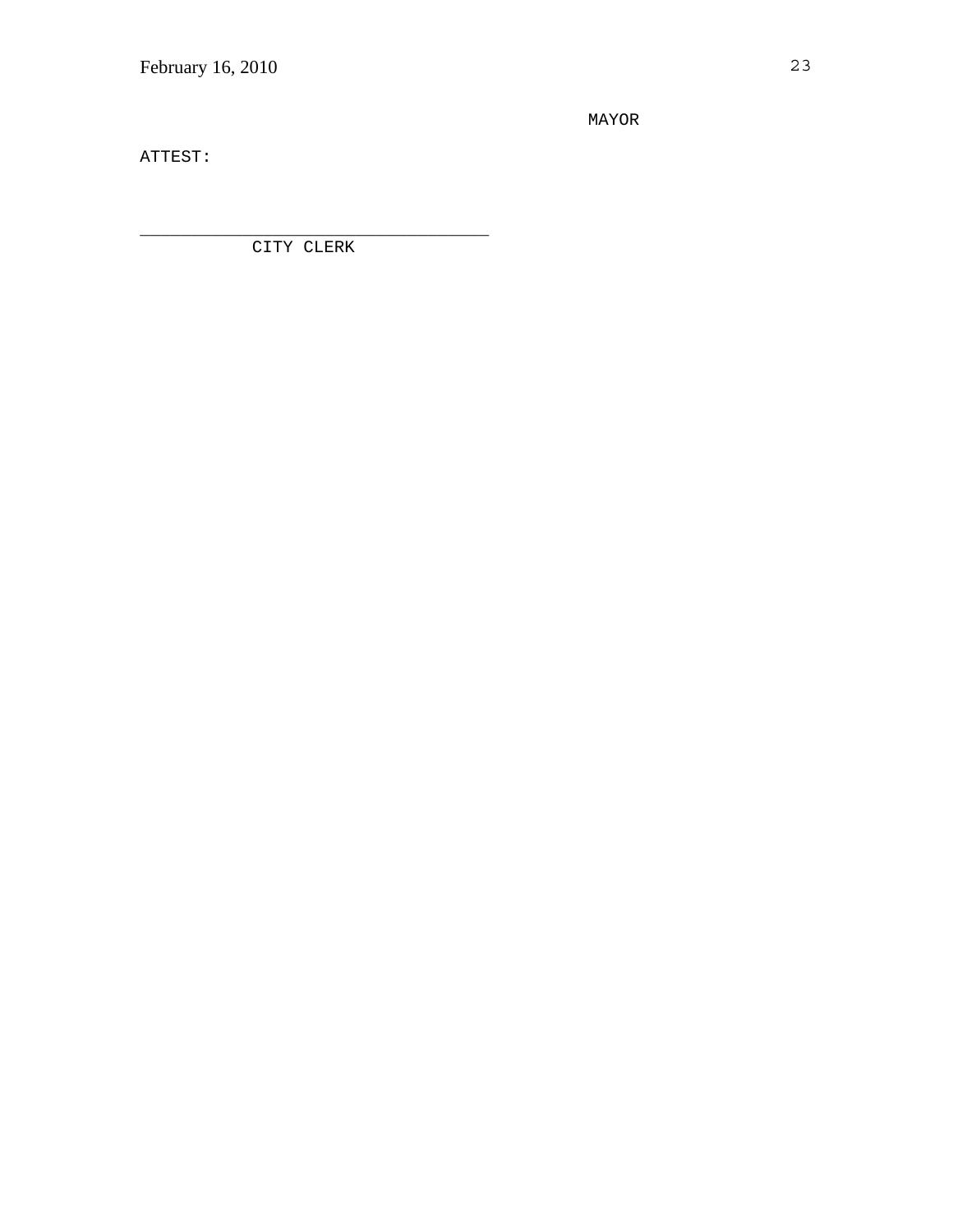MAYOR

ATTEST:

_________________________________
CITY CLERK